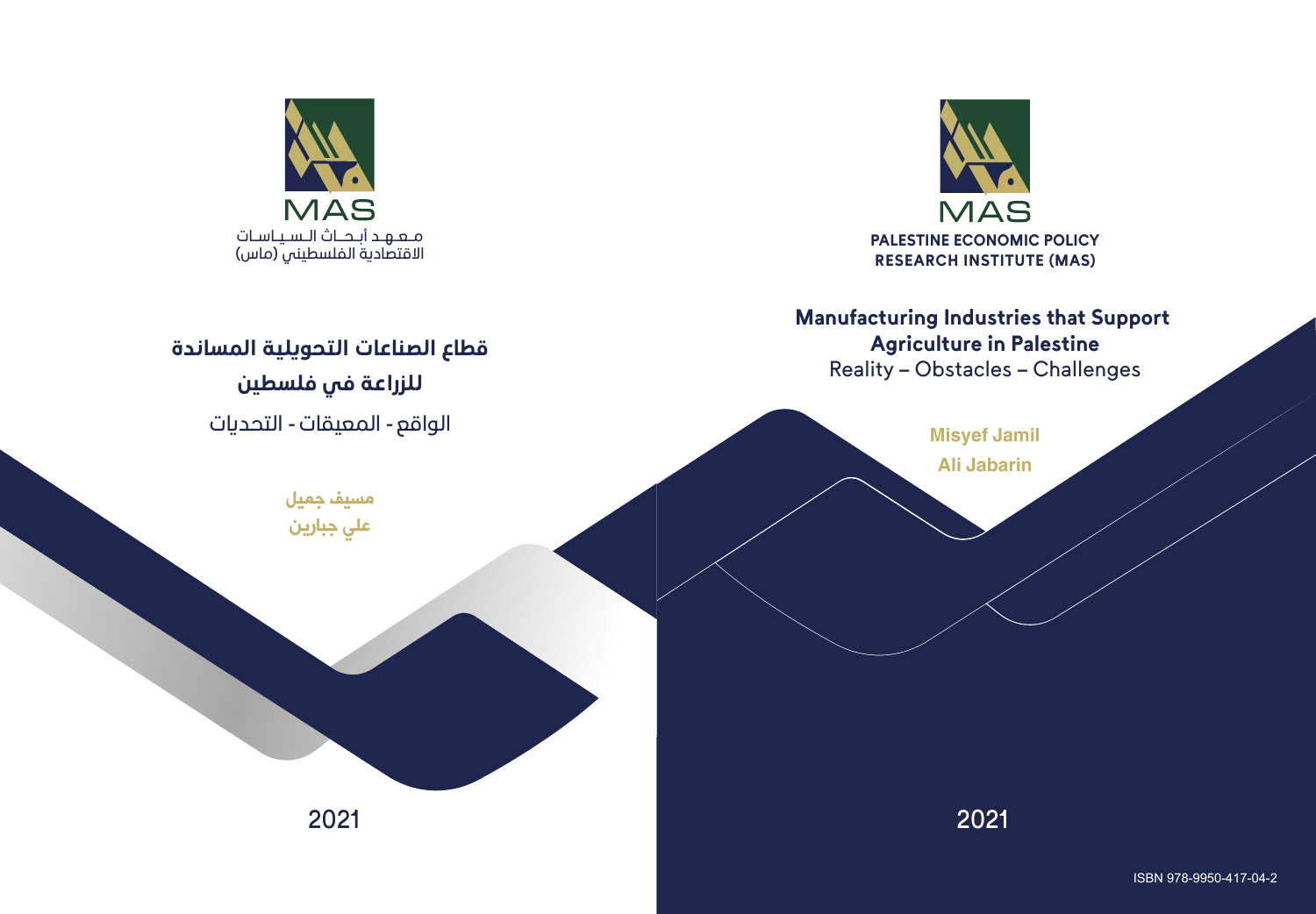MAS

مـعـهـد أبـحـاث الـسـيـاسـات
الاقتصادية الفلسطيني (ماس)

# قطاع الصناعات التحويلية المساندة للزراعة في فلسطين

الواقع - المعيقات - التحديات

**مسيف جميل**

**علي جبارين**

2021

MAS

**PALESTINE ECONOMIC POLICY RESEARCH INSTITUTE (MAS)**

# Manufacturing Industries that Support Agriculture in Palestine

Reality – Obstacles – Challenges

**Misyef Jamil**

**Ali Jabarin**

2021

ISBN 978-9950-417-04-2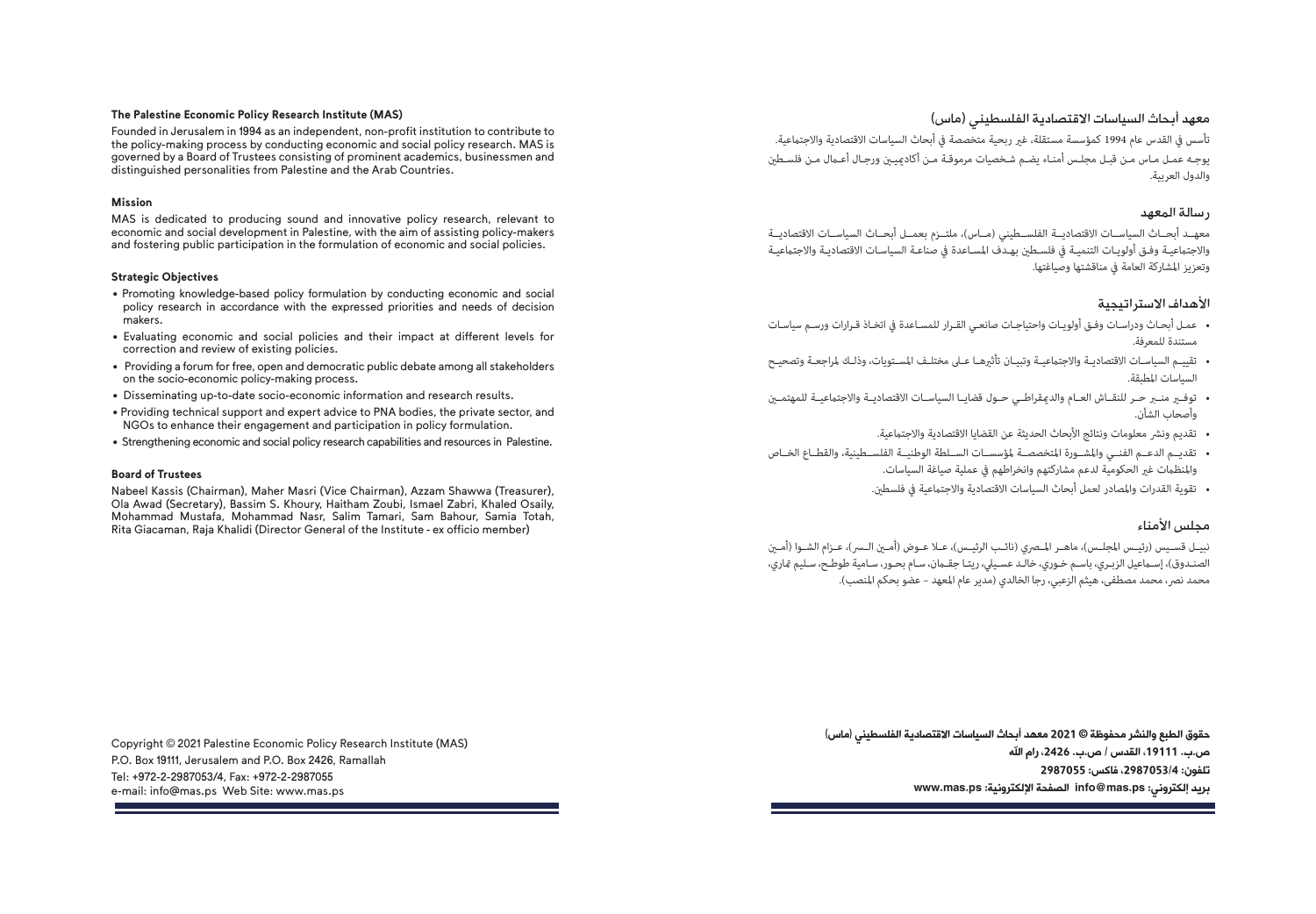## معهد أبحاث السياسات الاقتصادية الفلسطيني (ماس)

تأسس في القدس عام 1994 كمؤسسة مستقلة، غير ربحية متخصصة في أبحاث السياسات الاقتصادية والاجتماعية. يوجه عمل ماس من قبل مجلس أمناء يضم شخصيات مرموقة من أكاديميين ورجال أعمال من فلسطين والدول العربية.

### رسالة المعهد

معهد أبحاث السياسات الاقتصادية الفلسطيني (ماس)، ملتزم بعمل أبحاث السياسات الاقتصادية والاجتماعية وفق أولويات التنمية في فلسطين بهدف المساعدة في صناعة السياسات الاقتصادية والاجتماعية وتعزيز المشاركة العامة في مناقشتها وصياغتها.

### الأهداف الاستراتيجية

- عمل أبحاث ودراسات وفق أولويات واحتياجات صانعي القرار للمساعدة في اتخاذ قرارات ورسم سياسات مستندة للمعرفة.
- تقييم السياسات الاقتصادية والاجتماعية وتبيان تأثيرها على مختلف المستويات، وذلك لمراجعة وتصحيح السياسات المطبقة.
- توفير منبر حر للنقاش العام والديمقراطي حول قضايا السياسات الاقتصادية والاجتماعية للمهتمين وأصحاب الشأن.
- تقديم ونشر معلومات ونتائج الأبحاث الحديثة عن القضايا الاقتصادية والاجتماعية.
- تقديم الدعم الفني والمشورة المتخصصة لمؤسسات السلطة الوطنية الفلسطينية، والقطاع الخاص والمنظمات غير الحكومية لدعم مشاركتهم وانخراطهم في عملية صياغة السياسات.
- تقوية القدرات والمصادر لعمل أبحاث السياسات الاقتصادية والاجتماعية في فلسطين.

### مجلس الأمناء

نبيل قسيس (رئيس المجلس)، ماهر المصري (نائب الرئيس)، علا عوض (أمين السر)، عزام الشوا (أمين الصندوق)، إسماعيل الزبري، باسم خوري، خالد عسيلي، ريتا جقمان، سام بحور، سامية طوطح، سليم تماري، محمد نصر، محمد مصطفى، هيثم الزعبي، رجا الخالدي (مدير عام المعهد - عضو بحكم المنصب).

**حقوق الطبع والنشر محفوظة © 2021 معهد أبحاث السياسات الاقتصادية الفلسطيني (ماس)**
**ص.ب. 19111، القدس / ص.ب. 2426، رام الله**
**تلفون: 2987053/4، فاكس: 2987055**
**بريد إلكتروني: info@mas.ps الصفحة الإلكترونية: www.mas.ps**

## The Palestine Economic Policy Research Institute (MAS)

Founded in Jerusalem in 1994 as an independent, non-profit institution to contribute to the policy-making process by conducting economic and social policy research. MAS is governed by a Board of Trustees consisting of prominent academics, businessmen and distinguished personalities from Palestine and the Arab Countries.

### Mission

MAS is dedicated to producing sound and innovative policy research, relevant to economic and social development in Palestine, with the aim of assisting policy-makers and fostering public participation in the formulation of economic and social policies.

### Strategic Objectives

- Promoting knowledge-based policy formulation by conducting economic and social policy research in accordance with the expressed priorities and needs of decision makers.
- Evaluating economic and social policies and their impact at different levels for correction and review of existing policies.
- Providing a forum for free, open and democratic public debate among all stakeholders on the socio-economic policy-making process.
- Disseminating up-to-date socio-economic information and research results.
- Providing technical support and expert advice to PNA bodies, the private sector, and NGOs to enhance their engagement and participation in policy formulation.
- Strengthening economic and social policy research capabilities and resources in Palestine.

### Board of Trustees

Nabeel Kassis (Chairman), Maher Masri (Vice Chairman), Azzam Shawwa (Treasurer), Ola Awad (Secretary), Bassim S. Khoury, Haitham Zoubi, Ismael Zabri, Khaled Osaily, Mohammad Mustafa, Mohammad Nasr, Salim Tamari, Sam Bahour, Samia Totah, Rita Giacaman, Raja Khalidi (Director General of the Institute - ex officio member)

Copyright © 2021 Palestine Economic Policy Research Institute (MAS)
P.O. Box 19111, Jerusalem and P.O. Box 2426, Ramallah
Tel: +972-2-2987053/4, Fax: +972-2-2987055
e-mail: info@mas.ps Web Site: www.mas.ps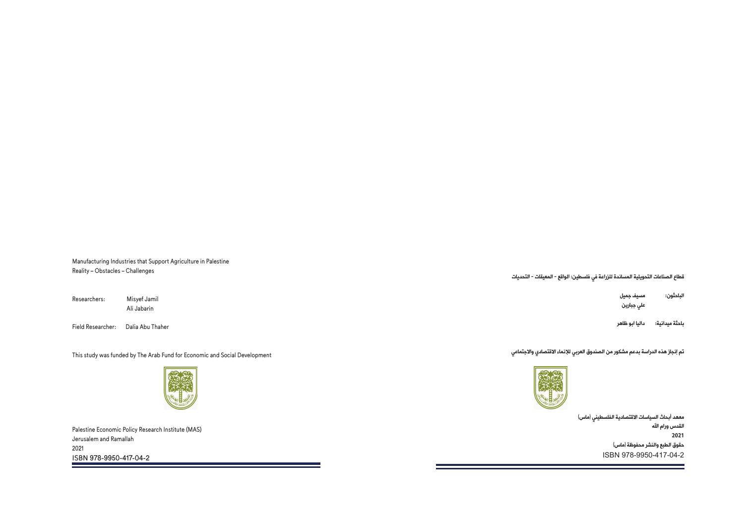Manufacturing Industries that Support Agriculture in Palestine
Reality – Obstacles – Challenges

Researchers: Misyef Jamil
Ali Jabarin

Field Researcher: Dalia Abu Thaher

This study was funded by The Arab Fund for Economic and Social Development

Palestine Economic Policy Research Institute (MAS)
Jerusalem and Ramallah
2021
ISBN 978-9950-417-04-2

قطاع الصناعات التحويلية المساندة للزراعة في فلسطين: الواقع - المعيقات - التحديات

**الباحثون:** مسيف جميل
علي جبارين

**باحثة ميدانية:** داليا ابو ظاهر

**تم إنجاز هذه الدراسة بدعم مشكور من الصندوق العربي للإنماء الاقتصادي والاجتماعي**

**معهد أبحاث السياسات الاقتصادية الفلسطيني (ماس)**
**القدس ورام الله**
**2021**
**حقوق الطبع والنشر محفوظة (ماس)**
ISBN 978-9950-417-04-2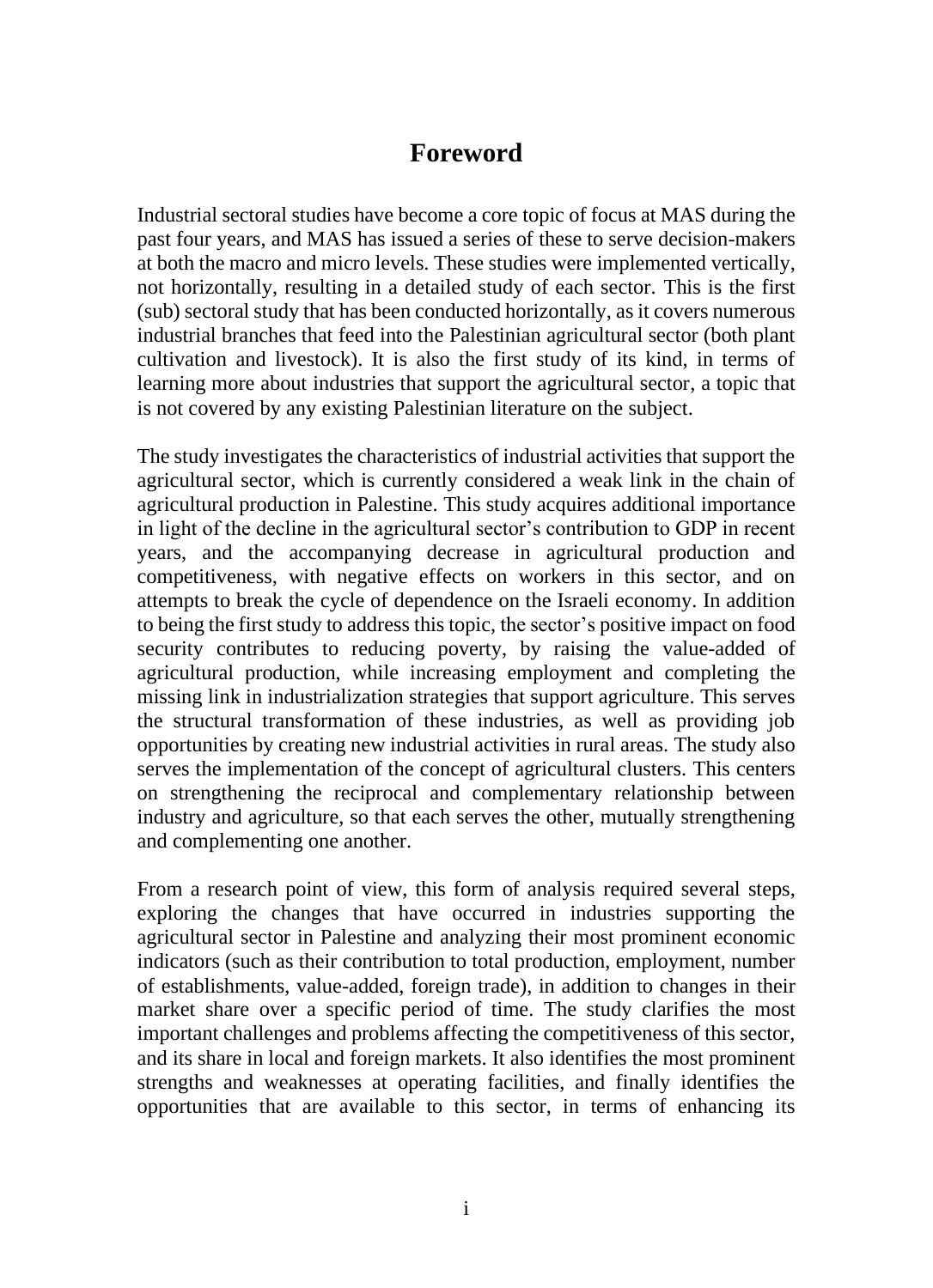# Foreword

Industrial sectoral studies have become a core topic of focus at MAS during the past four years, and MAS has issued a series of these to serve decision-makers at both the macro and micro levels. These studies were implemented vertically, not horizontally, resulting in a detailed study of each sector. This is the first (sub) sectoral study that has been conducted horizontally, as it covers numerous industrial branches that feed into the Palestinian agricultural sector (both plant cultivation and livestock). It is also the first study of its kind, in terms of learning more about industries that support the agricultural sector, a topic that is not covered by any existing Palestinian literature on the subject.

The study investigates the characteristics of industrial activities that support the agricultural sector, which is currently considered a weak link in the chain of agricultural production in Palestine. This study acquires additional importance in light of the decline in the agricultural sector's contribution to GDP in recent years, and the accompanying decrease in agricultural production and competitiveness, with negative effects on workers in this sector, and on attempts to break the cycle of dependence on the Israeli economy. In addition to being the first study to address this topic, the sector's positive impact on food security contributes to reducing poverty, by raising the value-added of agricultural production, while increasing employment and completing the missing link in industrialization strategies that support agriculture. This serves the structural transformation of these industries, as well as providing job opportunities by creating new industrial activities in rural areas. The study also serves the implementation of the concept of agricultural clusters. This centers on strengthening the reciprocal and complementary relationship between industry and agriculture, so that each serves the other, mutually strengthening and complementing one another.

From a research point of view, this form of analysis required several steps, exploring the changes that have occurred in industries supporting the agricultural sector in Palestine and analyzing their most prominent economic indicators (such as their contribution to total production, employment, number of establishments, value-added, foreign trade), in addition to changes in their market share over a specific period of time. The study clarifies the most important challenges and problems affecting the competitiveness of this sector, and its share in local and foreign markets. It also identifies the most prominent strengths and weaknesses at operating facilities, and finally identifies the opportunities that are available to this sector, in terms of enhancing its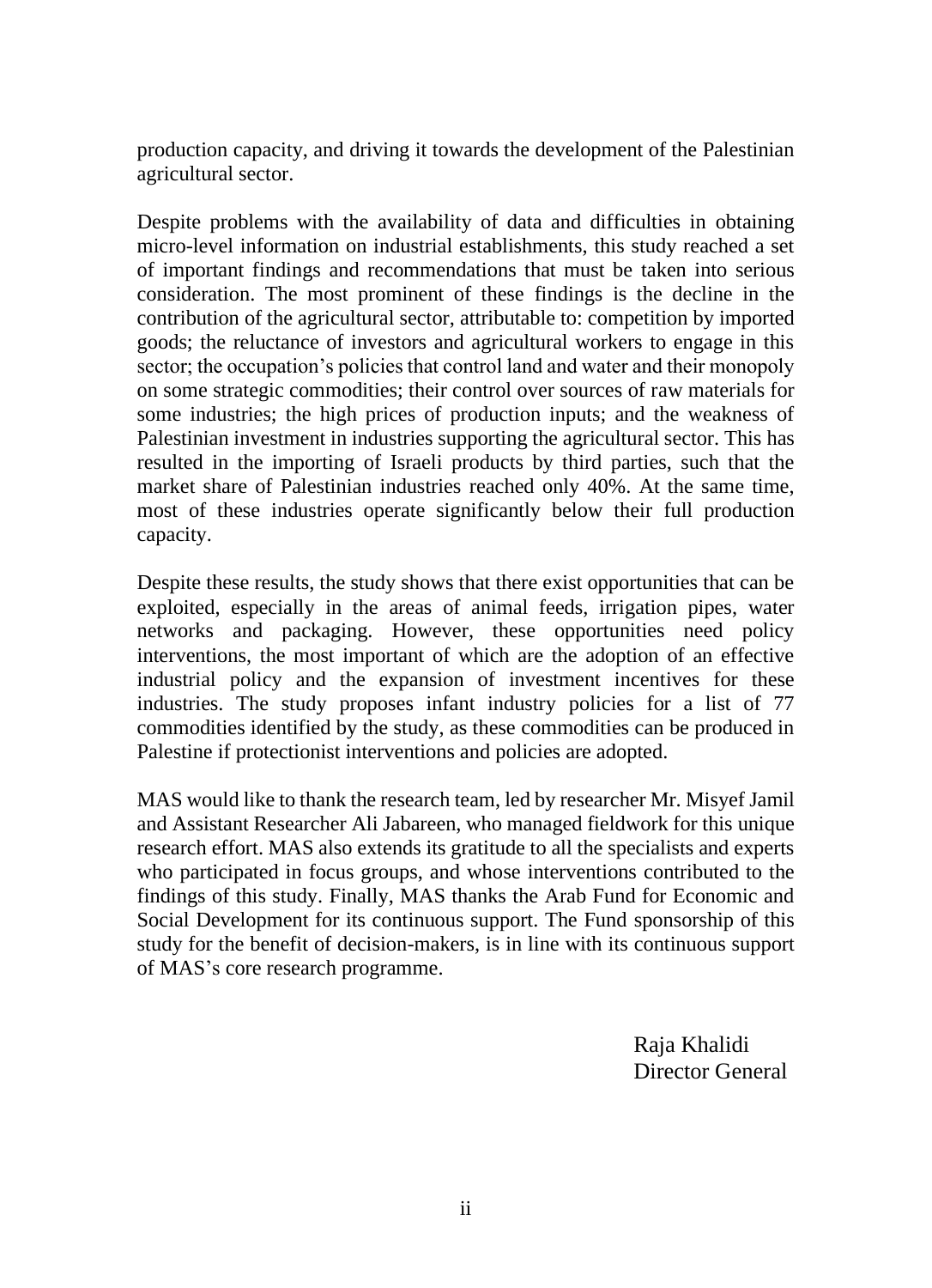production capacity, and driving it towards the development of the Palestinian agricultural sector.

Despite problems with the availability of data and difficulties in obtaining micro-level information on industrial establishments, this study reached a set of important findings and recommendations that must be taken into serious consideration. The most prominent of these findings is the decline in the contribution of the agricultural sector, attributable to: competition by imported goods; the reluctance of investors and agricultural workers to engage in this sector; the occupation's policies that control land and water and their monopoly on some strategic commodities; their control over sources of raw materials for some industries; the high prices of production inputs; and the weakness of Palestinian investment in industries supporting the agricultural sector. This has resulted in the importing of Israeli products by third parties, such that the market share of Palestinian industries reached only 40%. At the same time, most of these industries operate significantly below their full production capacity.

Despite these results, the study shows that there exist opportunities that can be exploited, especially in the areas of animal feeds, irrigation pipes, water networks and packaging. However, these opportunities need policy interventions, the most important of which are the adoption of an effective industrial policy and the expansion of investment incentives for these industries. The study proposes infant industry policies for a list of 77 commodities identified by the study, as these commodities can be produced in Palestine if protectionist interventions and policies are adopted.

MAS would like to thank the research team, led by researcher Mr. Misyef Jamil and Assistant Researcher Ali Jabareen, who managed fieldwork for this unique research effort. MAS also extends its gratitude to all the specialists and experts who participated in focus groups, and whose interventions contributed to the findings of this study. Finally, MAS thanks the Arab Fund for Economic and Social Development for its continuous support. The Fund sponsorship of this study for the benefit of decision-makers, is in line with its continuous support of MAS's core research programme.

Raja Khalidi
Director General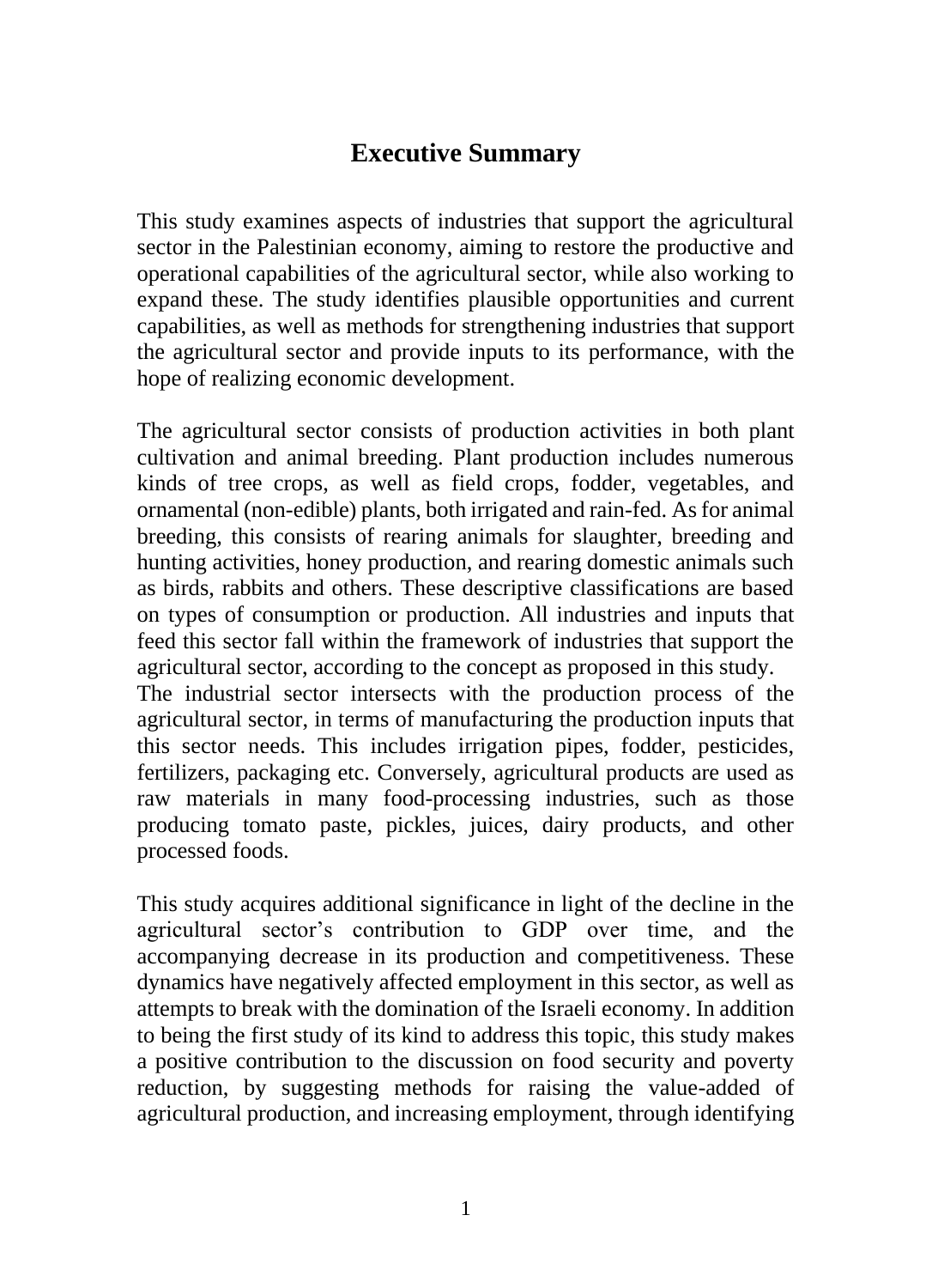# Executive Summary

This study examines aspects of industries that support the agricultural sector in the Palestinian economy, aiming to restore the productive and operational capabilities of the agricultural sector, while also working to expand these. The study identifies plausible opportunities and current capabilities, as well as methods for strengthening industries that support the agricultural sector and provide inputs to its performance, with the hope of realizing economic development.

The agricultural sector consists of production activities in both plant cultivation and animal breeding. Plant production includes numerous kinds of tree crops, as well as field crops, fodder, vegetables, and ornamental (non-edible) plants, both irrigated and rain-fed. As for animal breeding, this consists of rearing animals for slaughter, breeding and hunting activities, honey production, and rearing domestic animals such as birds, rabbits and others. These descriptive classifications are based on types of consumption or production. All industries and inputs that feed this sector fall within the framework of industries that support the agricultural sector, according to the concept as proposed in this study.
The industrial sector intersects with the production process of the agricultural sector, in terms of manufacturing the production inputs that this sector needs. This includes irrigation pipes, fodder, pesticides, fertilizers, packaging etc. Conversely, agricultural products are used as raw materials in many food-processing industries, such as those producing tomato paste, pickles, juices, dairy products, and other processed foods.

This study acquires additional significance in light of the decline in the agricultural sector's contribution to GDP over time, and the accompanying decrease in its production and competitiveness. These dynamics have negatively affected employment in this sector, as well as attempts to break with the domination of the Israeli economy. In addition to being the first study of its kind to address this topic, this study makes a positive contribution to the discussion on food security and poverty reduction, by suggesting methods for raising the value-added of agricultural production, and increasing employment, through identifying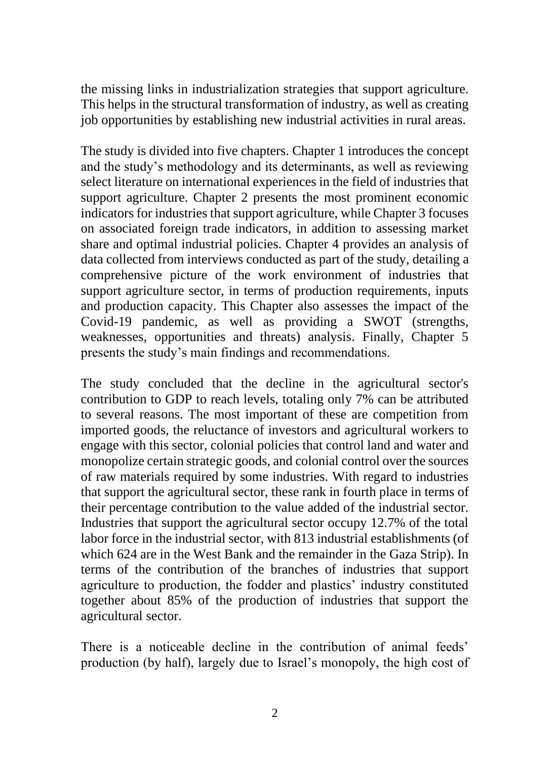the missing links in industrialization strategies that support agriculture. This helps in the structural transformation of industry, as well as creating job opportunities by establishing new industrial activities in rural areas.

The study is divided into five chapters. Chapter 1 introduces the concept and the study's methodology and its determinants, as well as reviewing select literature on international experiences in the field of industries that support agriculture. Chapter 2 presents the most prominent economic indicators for industries that support agriculture, while Chapter 3 focuses on associated foreign trade indicators, in addition to assessing market share and optimal industrial policies. Chapter 4 provides an analysis of data collected from interviews conducted as part of the study, detailing a comprehensive picture of the work environment of industries that support agriculture sector, in terms of production requirements, inputs and production capacity. This Chapter also assesses the impact of the Covid-19 pandemic, as well as providing a SWOT (strengths, weaknesses, opportunities and threats) analysis. Finally, Chapter 5 presents the study's main findings and recommendations.

The study concluded that the decline in the agricultural sector's contribution to GDP to reach levels, totaling only 7% can be attributed to several reasons. The most important of these are competition from imported goods, the reluctance of investors and agricultural workers to engage with this sector, colonial policies that control land and water and monopolize certain strategic goods, and colonial control over the sources of raw materials required by some industries. With regard to industries that support the agricultural sector, these rank in fourth place in terms of their percentage contribution to the value added of the industrial sector. Industries that support the agricultural sector occupy 12.7% of the total labor force in the industrial sector, with 813 industrial establishments (of which 624 are in the West Bank and the remainder in the Gaza Strip). In terms of the contribution of the branches of industries that support agriculture to production, the fodder and plastics' industry constituted together about 85% of the production of industries that support the agricultural sector.

There is a noticeable decline in the contribution of animal feeds' production (by half), largely due to Israel's monopoly, the high cost of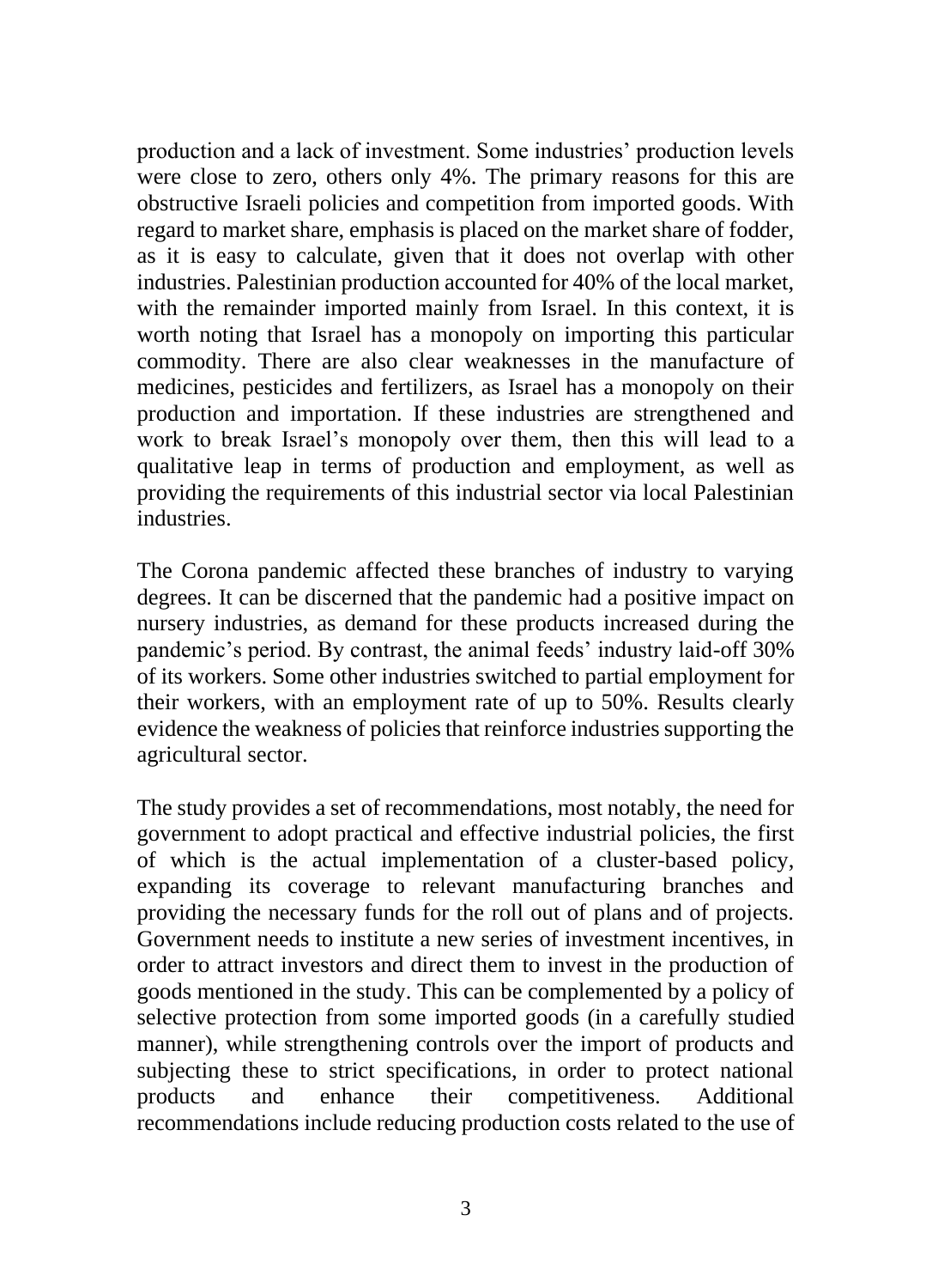production and a lack of investment. Some industries' production levels were close to zero, others only 4%. The primary reasons for this are obstructive Israeli policies and competition from imported goods. With regard to market share, emphasis is placed on the market share of fodder, as it is easy to calculate, given that it does not overlap with other industries. Palestinian production accounted for 40% of the local market, with the remainder imported mainly from Israel. In this context, it is worth noting that Israel has a monopoly on importing this particular commodity. There are also clear weaknesses in the manufacture of medicines, pesticides and fertilizers, as Israel has a monopoly on their production and importation. If these industries are strengthened and work to break Israel's monopoly over them, then this will lead to a qualitative leap in terms of production and employment, as well as providing the requirements of this industrial sector via local Palestinian industries.

The Corona pandemic affected these branches of industry to varying degrees. It can be discerned that the pandemic had a positive impact on nursery industries, as demand for these products increased during the pandemic's period. By contrast, the animal feeds' industry laid-off 30% of its workers. Some other industries switched to partial employment for their workers, with an employment rate of up to 50%. Results clearly evidence the weakness of policies that reinforce industries supporting the agricultural sector.

The study provides a set of recommendations, most notably, the need for government to adopt practical and effective industrial policies, the first of which is the actual implementation of a cluster-based policy, expanding its coverage to relevant manufacturing branches and providing the necessary funds for the roll out of plans and of projects. Government needs to institute a new series of investment incentives, in order to attract investors and direct them to invest in the production of goods mentioned in the study. This can be complemented by a policy of selective protection from some imported goods (in a carefully studied manner), while strengthening controls over the import of products and subjecting these to strict specifications, in order to protect national products and enhance their competitiveness. Additional recommendations include reducing production costs related to the use of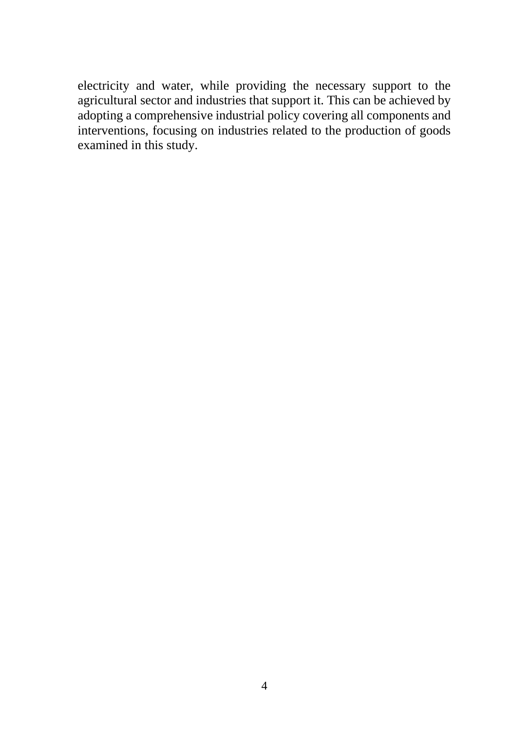electricity and water, while providing the necessary support to the agricultural sector and industries that support it. This can be achieved by adopting a comprehensive industrial policy covering all components and interventions, focusing on industries related to the production of goods examined in this study.